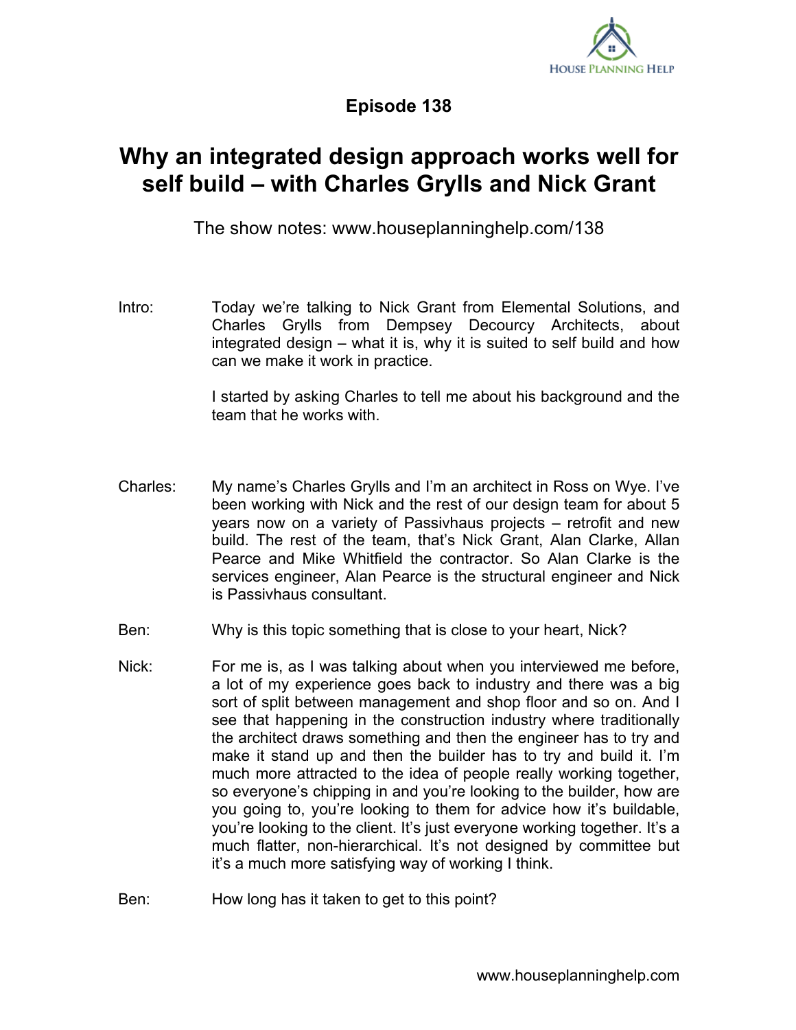## Episode 138

# Why an integrated design approach works well for self build – with Charles Grylls and Nick Grant

The show notes: www.houseplanninghelp.com/138

**Intro:** Today we're talking to Nick Grant from Elemental Solutions, and Charles Grylls from Dempsey Decourcy Architects, about integrated design – what it is, why it is suited to self build and how can we make it work in practice.

I started by asking Charles to tell me about his background and the team that he works with.

**Charles:** My name's Charles Grylls and I'm an architect in Ross on Wye. I've been working with Nick and the rest of our design team for about 5 years now on a variety of Passivhaus projects – retrofit and new build. The rest of the team, that's Nick Grant, Alan Clarke, Allan Pearce and Mike Whitfield the contractor. So Alan Clarke is the services engineer, Alan Pearce is the structural engineer and Nick is Passivhaus consultant.

**Ben:** Why is this topic something that is close to your heart, Nick?

**Nick:** For me is, as I was talking about when you interviewed me before, a lot of my experience goes back to industry and there was a big sort of split between management and shop floor and so on. And I see that happening in the construction industry where traditionally the architect draws something and then the engineer has to try and make it stand up and then the builder has to try and build it. I'm much more attracted to the idea of people really working together, so everyone's chipping in and you're looking to the builder, how are you going to, you're looking to them for advice how it's buildable, you're looking to the client. It's just everyone working together. It's a much flatter, non-hierarchical. It's not designed by committee but it's a much more satisfying way of working I think.

**Ben:** How long has it taken to get to this point?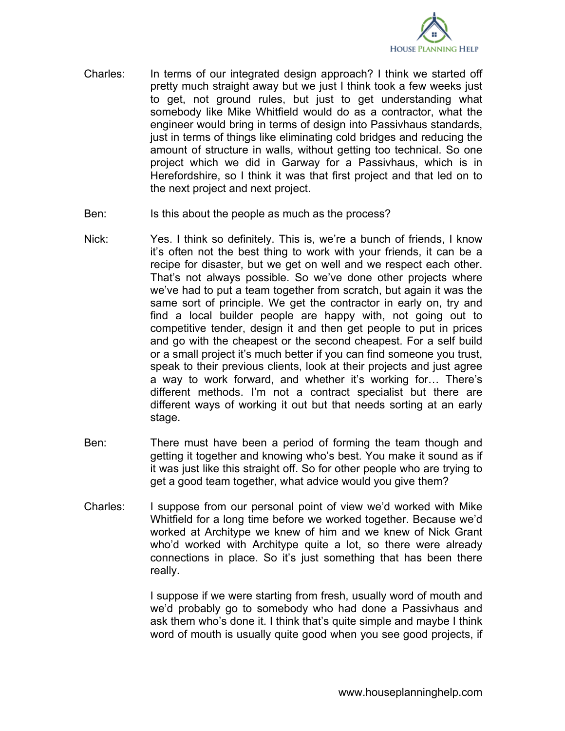Charles: In terms of our integrated design approach? I think we started off pretty much straight away but we just I think took a few weeks just to get, not ground rules, but just to get understanding what somebody like Mike Whitfield would do as a contractor, what the engineer would bring in terms of design into Passivhaus standards, just in terms of things like eliminating cold bridges and reducing the amount of structure in walls, without getting too technical. So one project which we did in Garway for a Passivhaus, which is in Herefordshire, so I think it was that first project and that led on to the next project and next project.

Ben: Is this about the people as much as the process?

Nick: Yes. I think so definitely. This is, we're a bunch of friends, I know it's often not the best thing to work with your friends, it can be a recipe for disaster, but we get on well and we respect each other. That's not always possible. So we've done other projects where we've had to put a team together from scratch, but again it was the same sort of principle. We get the contractor in early on, try and find a local builder people are happy with, not going out to competitive tender, design it and then get people to put in prices and go with the cheapest or the second cheapest. For a self build or a small project it's much better if you can find someone you trust, speak to their previous clients, look at their projects and just agree a way to work forward, and whether it's working for… There's different methods. I'm not a contract specialist but there are different ways of working it out but that needs sorting at an early stage.

Ben: There must have been a period of forming the team though and getting it together and knowing who's best. You make it sound as if it was just like this straight off. So for other people who are trying to get a good team together, what advice would you give them?

Charles: I suppose from our personal point of view we'd worked with Mike Whitfield for a long time before we worked together. Because we'd worked at Architype we knew of him and we knew of Nick Grant who'd worked with Architype quite a lot, so there were already connections in place. So it's just something that has been there really.

I suppose if we were starting from fresh, usually word of mouth and we'd probably go to somebody who had done a Passivhaus and ask them who's done it. I think that's quite simple and maybe I think word of mouth is usually quite good when you see good projects, if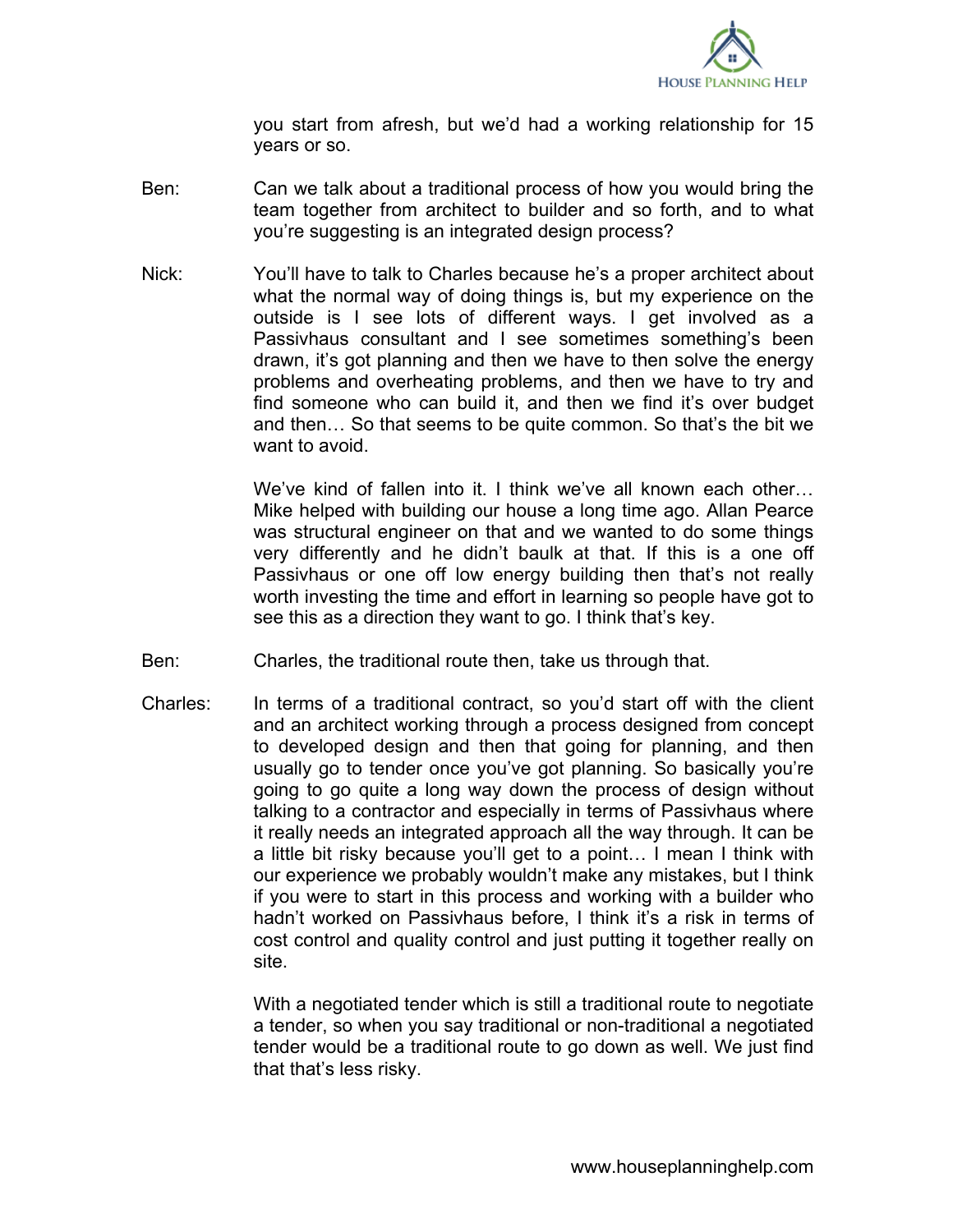you start from afresh, but we'd had a working relationship for 15 years or so.

Ben: Can we talk about a traditional process of how you would bring the team together from architect to builder and so forth, and to what you're suggesting is an integrated design process?

Nick: You'll have to talk to Charles because he's a proper architect about what the normal way of doing things is, but my experience on the outside is I see lots of different ways. I get involved as a Passivhaus consultant and I see sometimes something's been drawn, it's got planning and then we have to then solve the energy problems and overheating problems, and then we have to try and find someone who can build it, and then we find it's over budget and then… So that seems to be quite common. So that's the bit we want to avoid.

We've kind of fallen into it. I think we've all known each other… Mike helped with building our house a long time ago. Allan Pearce was structural engineer on that and we wanted to do some things very differently and he didn't baulk at that. If this is a one off Passivhaus or one off low energy building then that's not really worth investing the time and effort in learning so people have got to see this as a direction they want to go. I think that's key.

Ben: Charles, the traditional route then, take us through that.

Charles: In terms of a traditional contract, so you'd start off with the client and an architect working through a process designed from concept to developed design and then that going for planning, and then usually go to tender once you've got planning. So basically you're going to go quite a long way down the process of design without talking to a contractor and especially in terms of Passivhaus where it really needs an integrated approach all the way through. It can be a little bit risky because you'll get to a point… I mean I think with our experience we probably wouldn't make any mistakes, but I think if you were to start in this process and working with a builder who hadn't worked on Passivhaus before, I think it's a risk in terms of cost control and quality control and just putting it together really on site.

With a negotiated tender which is still a traditional route to negotiate a tender, so when you say traditional or non-traditional a negotiated tender would be a traditional route to go down as well. We just find that that's less risky.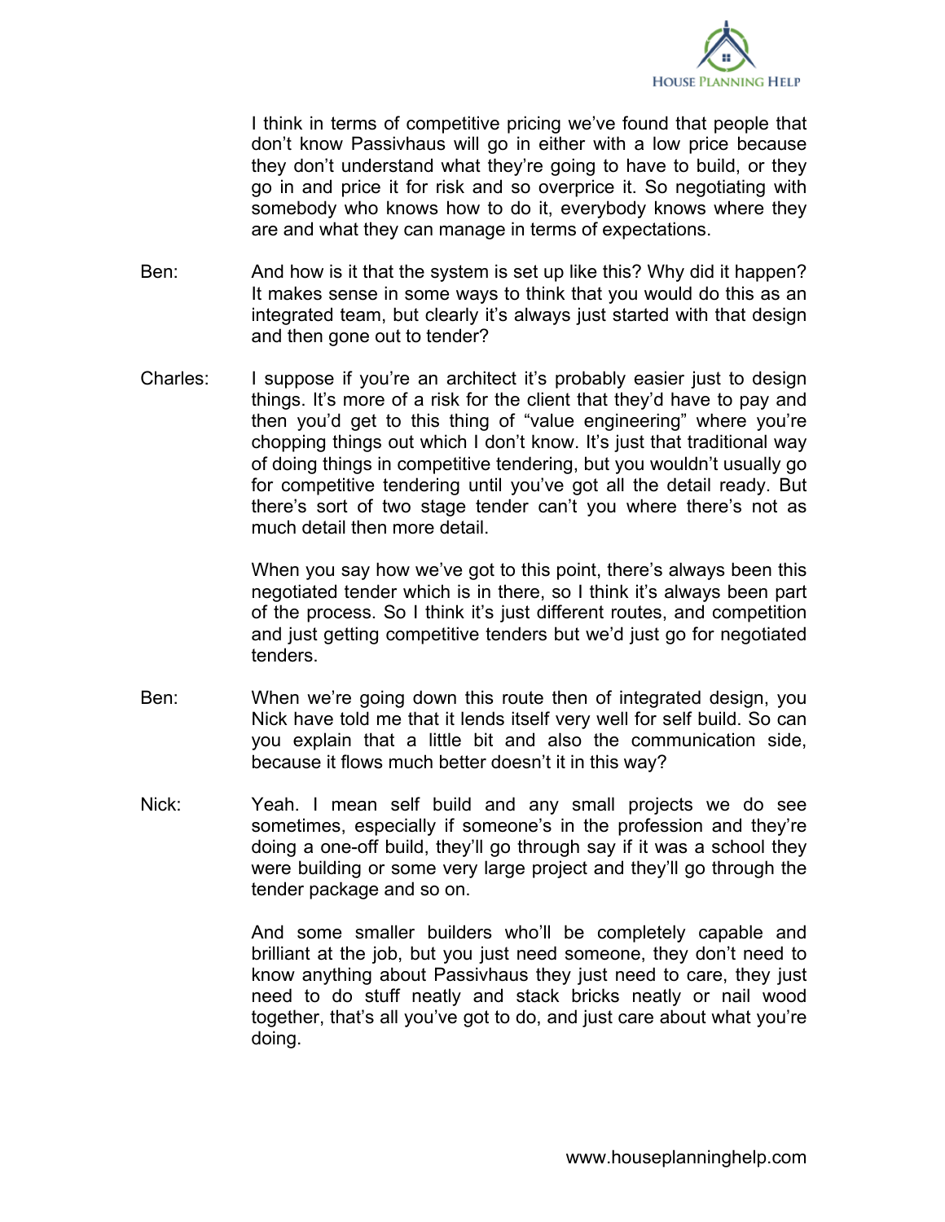I think in terms of competitive pricing we've found that people that don't know Passivhaus will go in either with a low price because they don't understand what they're going to have to build, or they go in and price it for risk and so overprice it. So negotiating with somebody who knows how to do it, everybody knows where they are and what they can manage in terms of expectations.

Ben: And how is it that the system is set up like this? Why did it happen? It makes sense in some ways to think that you would do this as an integrated team, but clearly it's always just started with that design and then gone out to tender?

Charles: I suppose if you're an architect it's probably easier just to design things. It's more of a risk for the client that they'd have to pay and then you'd get to this thing of "value engineering" where you're chopping things out which I don't know. It's just that traditional way of doing things in competitive tendering, but you wouldn't usually go for competitive tendering until you've got all the detail ready. But there's sort of two stage tender can't you where there's not as much detail then more detail.

When you say how we've got to this point, there's always been this negotiated tender which is in there, so I think it's always been part of the process. So I think it's just different routes, and competition and just getting competitive tenders but we'd just go for negotiated tenders.

Ben: When we're going down this route then of integrated design, you Nick have told me that it lends itself very well for self build. So can you explain that a little bit and also the communication side, because it flows much better doesn't it in this way?

Nick: Yeah. I mean self build and any small projects we do see sometimes, especially if someone's in the profession and they're doing a one-off build, they'll go through say if it was a school they were building or some very large project and they'll go through the tender package and so on.

And some smaller builders who'll be completely capable and brilliant at the job, but you just need someone, they don't need to know anything about Passivhaus they just need to care, they just need to do stuff neatly and stack bricks neatly or nail wood together, that's all you've got to do, and just care about what you're doing.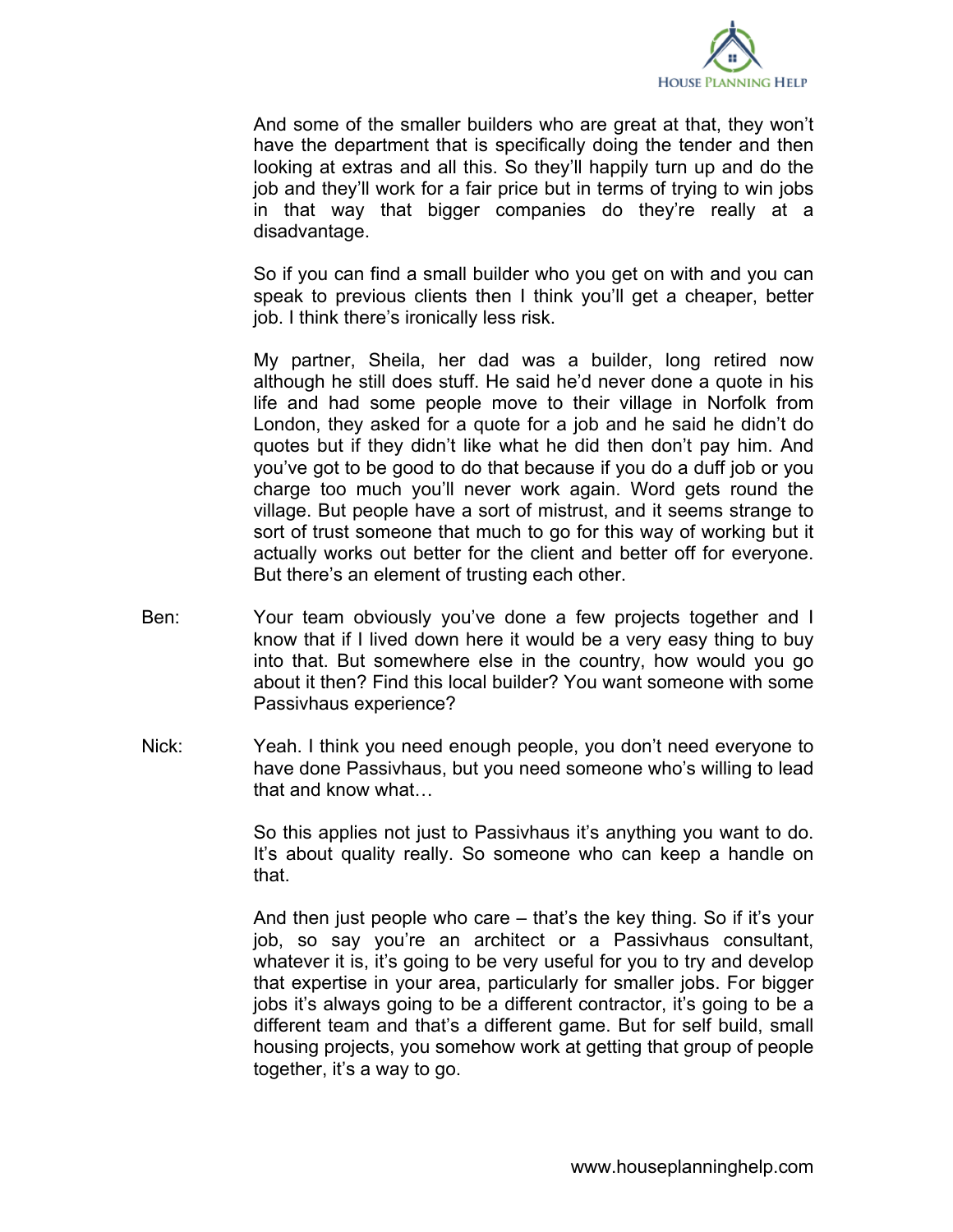And some of the smaller builders who are great at that, they won't have the department that is specifically doing the tender and then looking at extras and all this. So they'll happily turn up and do the job and they'll work for a fair price but in terms of trying to win jobs in that way that bigger companies do they're really at a disadvantage.

So if you can find a small builder who you get on with and you can speak to previous clients then I think you'll get a cheaper, better job. I think there's ironically less risk.

My partner, Sheila, her dad was a builder, long retired now although he still does stuff. He said he'd never done a quote in his life and had some people move to their village in Norfolk from London, they asked for a quote for a job and he said he didn't do quotes but if they didn't like what he did then don't pay him. And you've got to be good to do that because if you do a duff job or you charge too much you'll never work again. Word gets round the village. But people have a sort of mistrust, and it seems strange to sort of trust someone that much to go for this way of working but it actually works out better for the client and better off for everyone. But there's an element of trusting each other.

Ben: Your team obviously you've done a few projects together and I know that if I lived down here it would be a very easy thing to buy into that. But somewhere else in the country, how would you go about it then? Find this local builder? You want someone with some Passivhaus experience?

Nick: Yeah. I think you need enough people, you don't need everyone to have done Passivhaus, but you need someone who's willing to lead that and know what…

So this applies not just to Passivhaus it's anything you want to do. It's about quality really. So someone who can keep a handle on that.

And then just people who care – that's the key thing. So if it's your job, so say you're an architect or a Passivhaus consultant, whatever it is, it's going to be very useful for you to try and develop that expertise in your area, particularly for smaller jobs. For bigger jobs it's always going to be a different contractor, it's going to be a different team and that's a different game. But for self build, small housing projects, you somehow work at getting that group of people together, it's a way to go.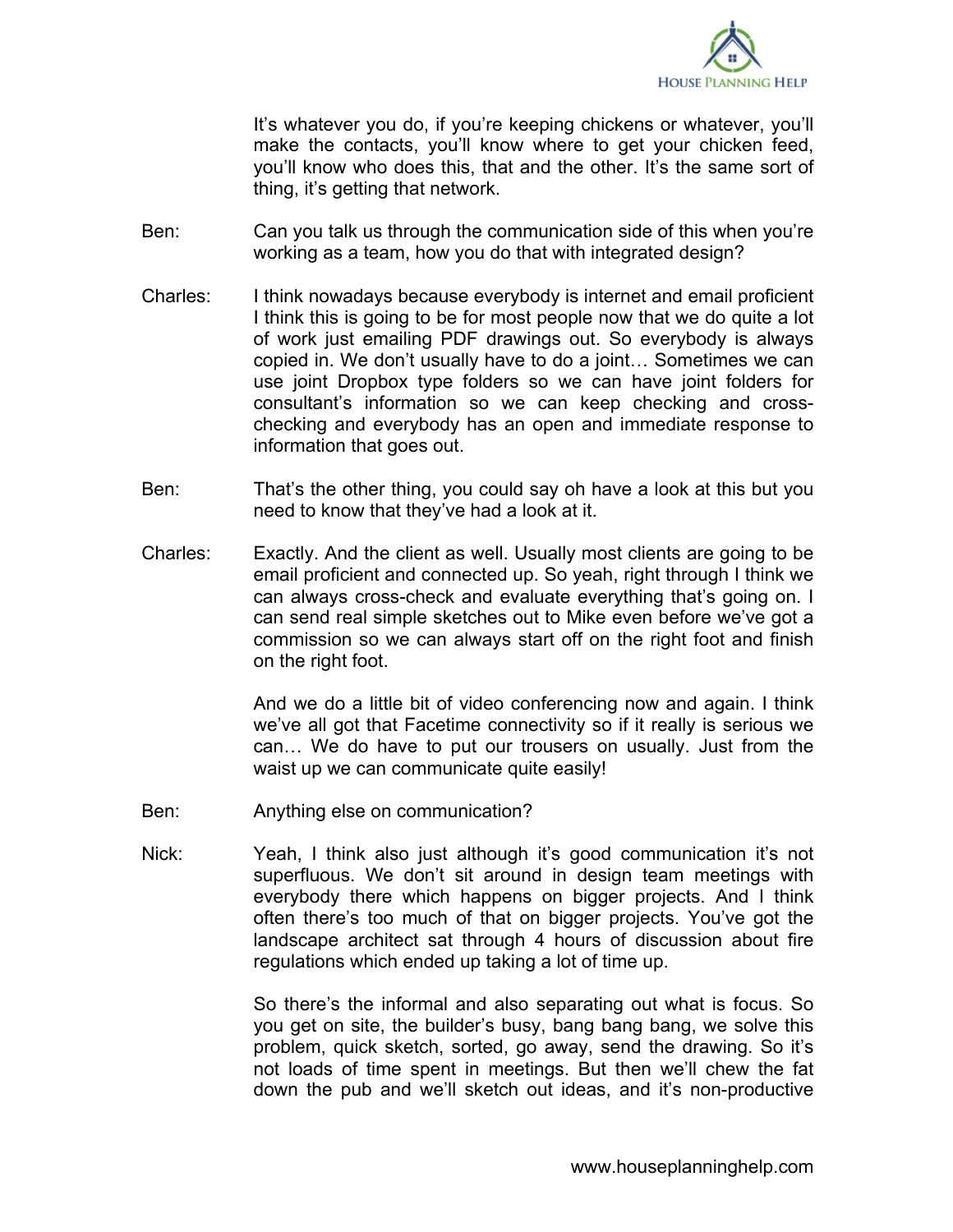It's whatever you do, if you're keeping chickens or whatever, you'll make the contacts, you'll know where to get your chicken feed, you'll know who does this, that and the other. It's the same sort of thing, it's getting that network.

Ben: Can you talk us through the communication side of this when you're working as a team, how you do that with integrated design?

Charles: I think nowadays because everybody is internet and email proficient I think this is going to be for most people now that we do quite a lot of work just emailing PDF drawings out. So everybody is always copied in. We don't usually have to do a joint… Sometimes we can use joint Dropbox type folders so we can have joint folders for consultant's information so we can keep checking and cross-checking and everybody has an open and immediate response to information that goes out.

Ben: That's the other thing, you could say oh have a look at this but you need to know that they've had a look at it.

Charles: Exactly. And the client as well. Usually most clients are going to be email proficient and connected up. So yeah, right through I think we can always cross-check and evaluate everything that's going on. I can send real simple sketches out to Mike even before we've got a commission so we can always start off on the right foot and finish on the right foot.

And we do a little bit of video conferencing now and again. I think we've all got that Facetime connectivity so if it really is serious we can… We do have to put our trousers on usually. Just from the waist up we can communicate quite easily!

Ben: Anything else on communication?

Nick: Yeah, I think also just although it's good communication it's not superfluous. We don't sit around in design team meetings with everybody there which happens on bigger projects. And I think often there's too much of that on bigger projects. You've got the landscape architect sat through 4 hours of discussion about fire regulations which ended up taking a lot of time up.

So there's the informal and also separating out what is focus. So you get on site, the builder's busy, bang bang bang, we solve this problem, quick sketch, sorted, go away, send the drawing. So it's not loads of time spent in meetings. But then we'll chew the fat down the pub and we'll sketch out ideas, and it's non-productive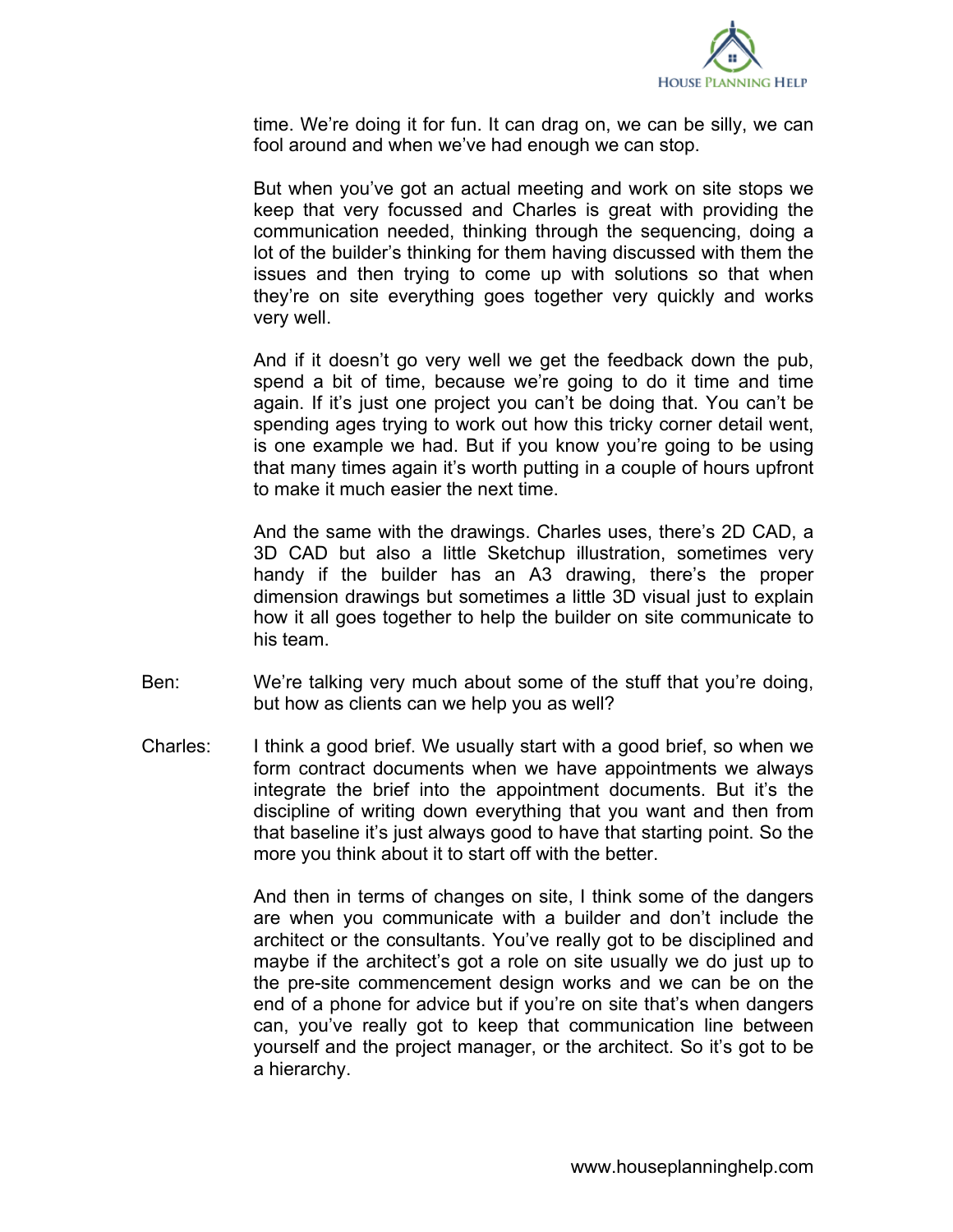time. We're doing it for fun. It can drag on, we can be silly, we can fool around and when we've had enough we can stop.

But when you've got an actual meeting and work on site stops we keep that very focussed and Charles is great with providing the communication needed, thinking through the sequencing, doing a lot of the builder's thinking for them having discussed with them the issues and then trying to come up with solutions so that when they're on site everything goes together very quickly and works very well.

And if it doesn't go very well we get the feedback down the pub, spend a bit of time, because we're going to do it time and time again. If it's just one project you can't be doing that. You can't be spending ages trying to work out how this tricky corner detail went, is one example we had. But if you know you're going to be using that many times again it's worth putting in a couple of hours upfront to make it much easier the next time.

And the same with the drawings. Charles uses, there's 2D CAD, a 3D CAD but also a little Sketchup illustration, sometimes very handy if the builder has an A3 drawing, there's the proper dimension drawings but sometimes a little 3D visual just to explain how it all goes together to help the builder on site communicate to his team.

Ben: We're talking very much about some of the stuff that you're doing, but how as clients can we help you as well?

Charles: I think a good brief. We usually start with a good brief, so when we form contract documents when we have appointments we always integrate the brief into the appointment documents. But it's the discipline of writing down everything that you want and then from that baseline it's just always good to have that starting point. So the more you think about it to start off with the better.

And then in terms of changes on site, I think some of the dangers are when you communicate with a builder and don't include the architect or the consultants. You've really got to be disciplined and maybe if the architect's got a role on site usually we do just up to the pre-site commencement design works and we can be on the end of a phone for advice but if you're on site that's when dangers can, you've really got to keep that communication line between yourself and the project manager, or the architect. So it's got to be a hierarchy.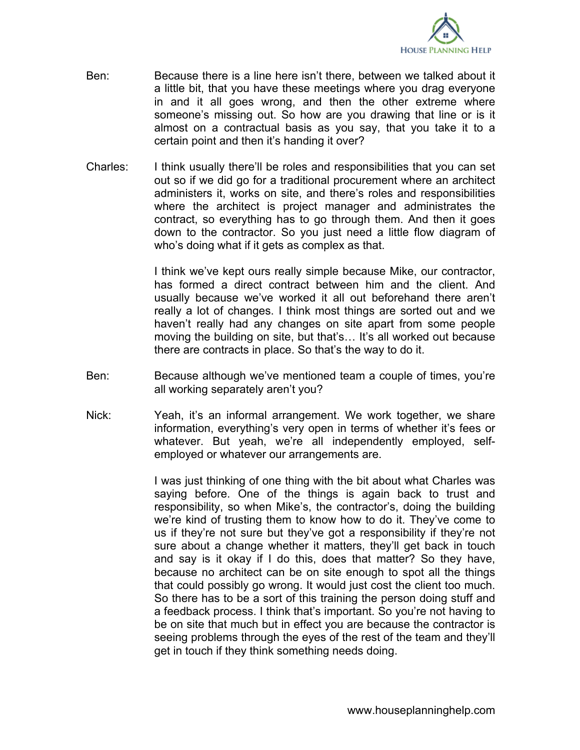Ben: Because there is a line here isn't there, between we talked about it a little bit, that you have these meetings where you drag everyone in and it all goes wrong, and then the other extreme where someone's missing out. So how are you drawing that line or is it almost on a contractual basis as you say, that you take it to a certain point and then it's handing it over?

Charles: I think usually there'll be roles and responsibilities that you can set out so if we did go for a traditional procurement where an architect administers it, works on site, and there's roles and responsibilities where the architect is project manager and administrates the contract, so everything has to go through them. And then it goes down to the contractor. So you just need a little flow diagram of who's doing what if it gets as complex as that.

I think we've kept ours really simple because Mike, our contractor, has formed a direct contract between him and the client. And usually because we've worked it all out beforehand there aren't really a lot of changes. I think most things are sorted out and we haven't really had any changes on site apart from some people moving the building on site, but that's… It's all worked out because there are contracts in place. So that's the way to do it.

Ben: Because although we've mentioned team a couple of times, you're all working separately aren't you?

Nick: Yeah, it's an informal arrangement. We work together, we share information, everything's very open in terms of whether it's fees or whatever. But yeah, we're all independently employed, self-employed or whatever our arrangements are.

I was just thinking of one thing with the bit about what Charles was saying before. One of the things is again back to trust and responsibility, so when Mike's, the contractor's, doing the building we're kind of trusting them to know how to do it. They've come to us if they're not sure but they've got a responsibility if they're not sure about a change whether it matters, they'll get back in touch and say is it okay if I do this, does that matter? So they have, because no architect can be on site enough to spot all the things that could possibly go wrong. It would just cost the client too much. So there has to be a sort of this training the person doing stuff and a feedback process. I think that's important. So you're not having to be on site that much but in effect you are because the contractor is seeing problems through the eyes of the rest of the team and they'll get in touch if they think something needs doing.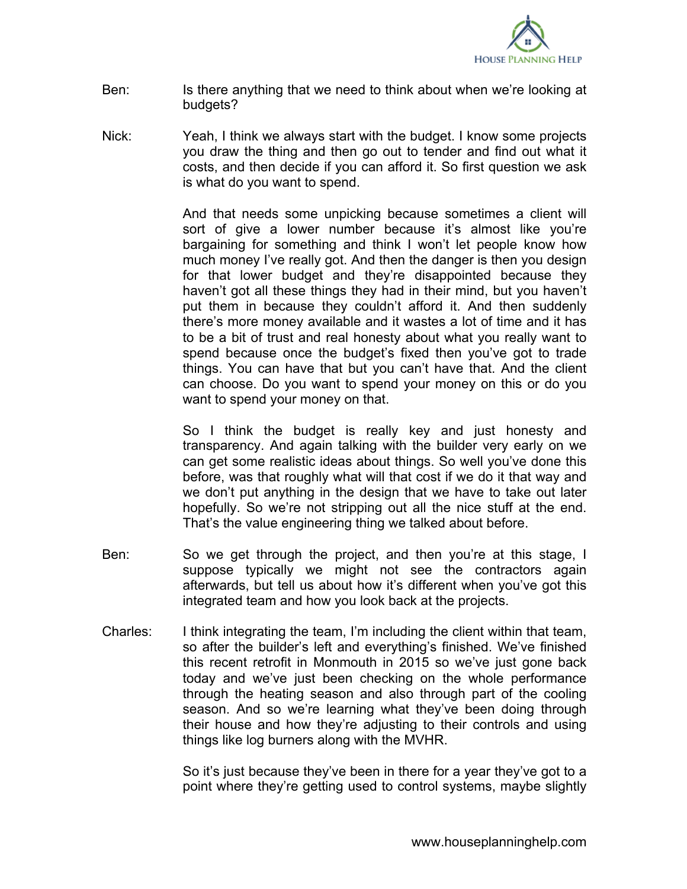Ben: Is there anything that we need to think about when we're looking at budgets?

Nick: Yeah, I think we always start with the budget. I know some projects you draw the thing and then go out to tender and find out what it costs, and then decide if you can afford it. So first question we ask is what do you want to spend.

And that needs some unpicking because sometimes a client will sort of give a lower number because it's almost like you're bargaining for something and think I won't let people know how much money I've really got. And then the danger is then you design for that lower budget and they're disappointed because they haven't got all these things they had in their mind, but you haven't put them in because they couldn't afford it. And then suddenly there's more money available and it wastes a lot of time and it has to be a bit of trust and real honesty about what you really want to spend because once the budget's fixed then you've got to trade things. You can have that but you can't have that. And the client can choose. Do you want to spend your money on this or do you want to spend your money on that.

So I think the budget is really key and just honesty and transparency. And again talking with the builder very early on we can get some realistic ideas about things. So well you've done this before, was that roughly what will that cost if we do it that way and we don't put anything in the design that we have to take out later hopefully. So we're not stripping out all the nice stuff at the end. That's the value engineering thing we talked about before.

Ben: So we get through the project, and then you're at this stage, I suppose typically we might not see the contractors again afterwards, but tell us about how it's different when you've got this integrated team and how you look back at the projects.

Charles: I think integrating the team, I'm including the client within that team, so after the builder's left and everything's finished. We've finished this recent retrofit in Monmouth in 2015 so we've just gone back today and we've just been checking on the whole performance through the heating season and also through part of the cooling season. And so we're learning what they've been doing through their house and how they're adjusting to their controls and using things like log burners along with the MVHR.

So it's just because they've been in there for a year they've got to a point where they're getting used to control systems, maybe slightly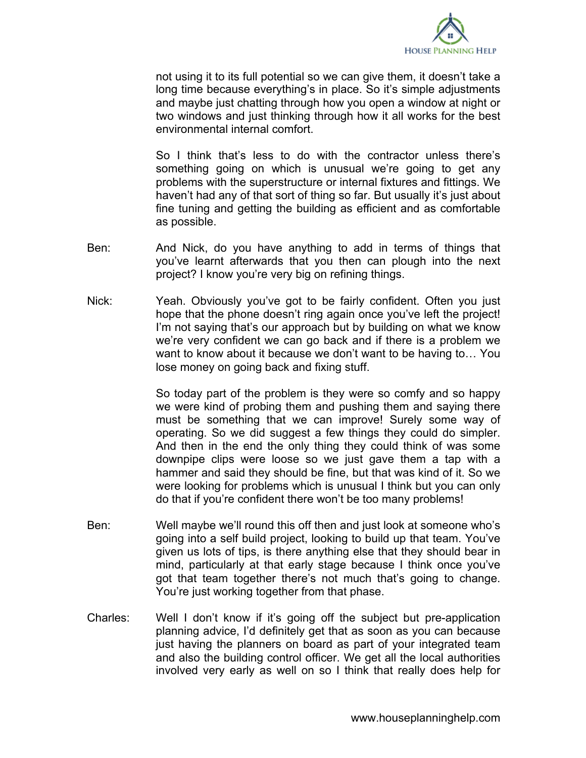not using it to its full potential so we can give them, it doesn't take a long time because everything's in place. So it's simple adjustments and maybe just chatting through how you open a window at night or two windows and just thinking through how it all works for the best environmental internal comfort.

So I think that's less to do with the contractor unless there's something going on which is unusual we're going to get any problems with the superstructure or internal fixtures and fittings. We haven't had any of that sort of thing so far. But usually it's just about fine tuning and getting the building as efficient and as comfortable as possible.

Ben: And Nick, do you have anything to add in terms of things that you've learnt afterwards that you then can plough into the next project? I know you're very big on refining things.

Nick: Yeah. Obviously you've got to be fairly confident. Often you just hope that the phone doesn't ring again once you've left the project! I'm not saying that's our approach but by building on what we know we're very confident we can go back and if there is a problem we want to know about it because we don't want to be having to… You lose money on going back and fixing stuff.

So today part of the problem is they were so comfy and so happy we were kind of probing them and pushing them and saying there must be something that we can improve! Surely some way of operating. So we did suggest a few things they could do simpler. And then in the end the only thing they could think of was some downpipe clips were loose so we just gave them a tap with a hammer and said they should be fine, but that was kind of it. So we were looking for problems which is unusual I think but you can only do that if you're confident there won't be too many problems!

Ben: Well maybe we'll round this off then and just look at someone who's going into a self build project, looking to build up that team. You've given us lots of tips, is there anything else that they should bear in mind, particularly at that early stage because I think once you've got that team together there's not much that's going to change. You're just working together from that phase.

Charles: Well I don't know if it's going off the subject but pre-application planning advice, I'd definitely get that as soon as you can because just having the planners on board as part of your integrated team and also the building control officer. We get all the local authorities involved very early as well on so I think that really does help for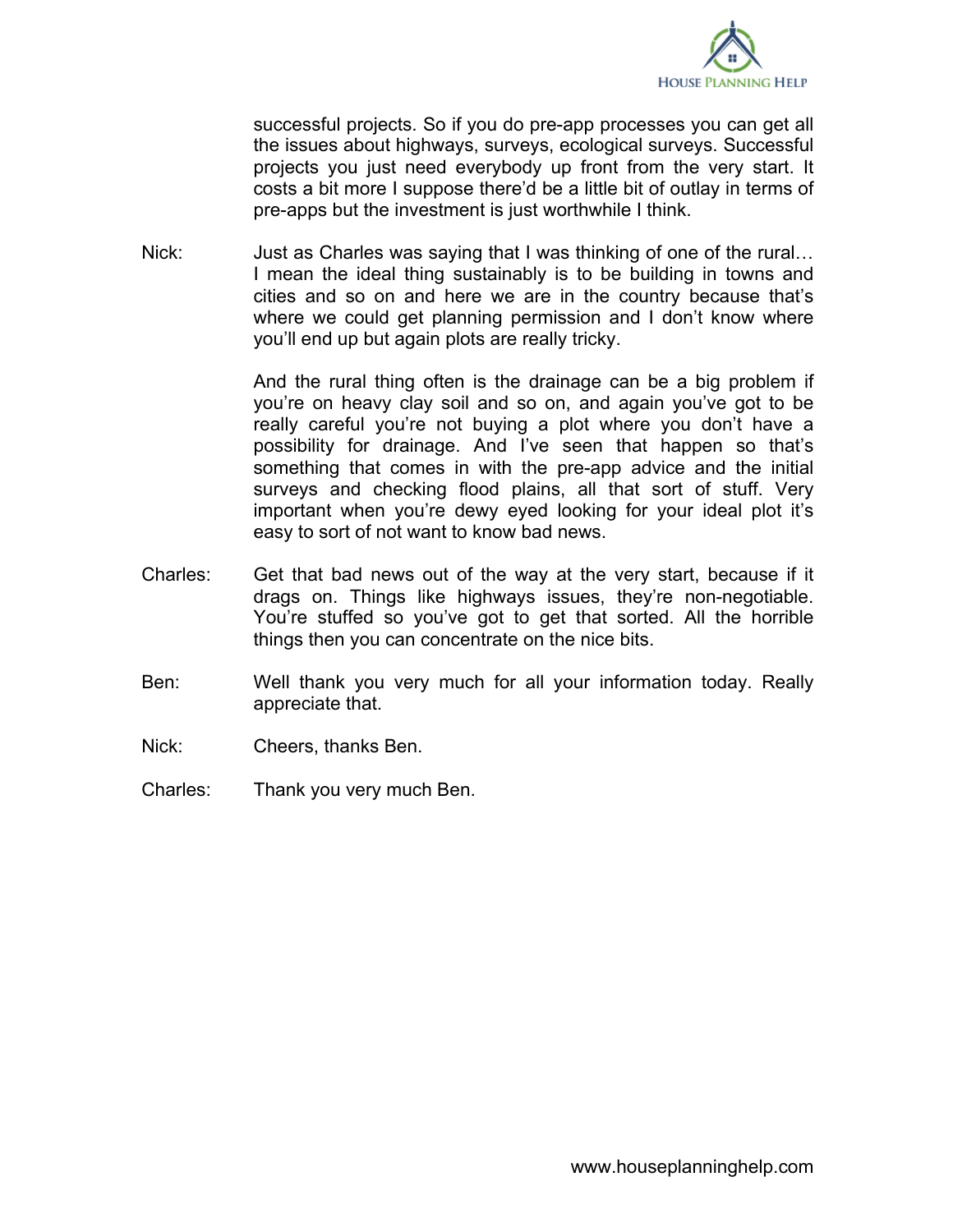successful projects. So if you do pre-app processes you can get all the issues about highways, surveys, ecological surveys. Successful projects you just need everybody up front from the very start. It costs a bit more I suppose there'd be a little bit of outlay in terms of pre-apps but the investment is just worthwhile I think.

Nick: Just as Charles was saying that I was thinking of one of the rural… I mean the ideal thing sustainably is to be building in towns and cities and so on and here we are in the country because that's where we could get planning permission and I don't know where you'll end up but again plots are really tricky.

And the rural thing often is the drainage can be a big problem if you're on heavy clay soil and so on, and again you've got to be really careful you're not buying a plot where you don't have a possibility for drainage. And I've seen that happen so that's something that comes in with the pre-app advice and the initial surveys and checking flood plains, all that sort of stuff. Very important when you're dewy eyed looking for your ideal plot it's easy to sort of not want to know bad news.

Charles: Get that bad news out of the way at the very start, because if it drags on. Things like highways issues, they're non-negotiable. You're stuffed so you've got to get that sorted. All the horrible things then you can concentrate on the nice bits.

Ben: Well thank you very much for all your information today. Really appreciate that.

Nick: Cheers, thanks Ben.

Charles: Thank you very much Ben.